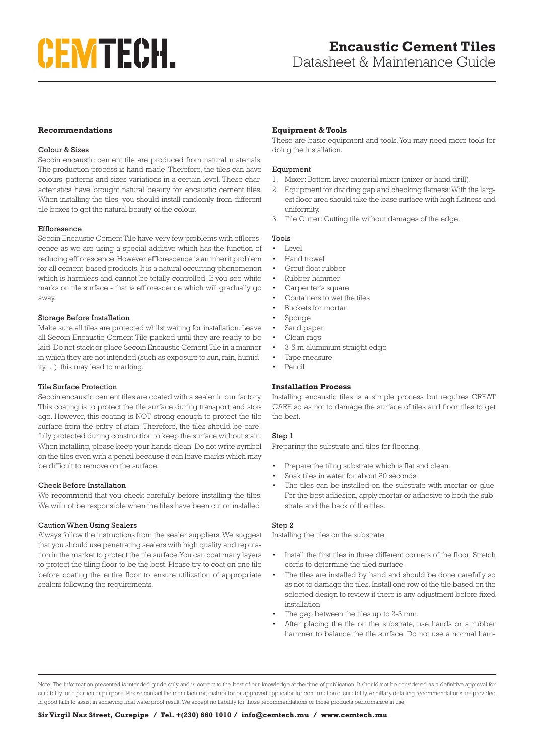# CEMTECH.

# Encaustic Cement Tiles
Datasheet & Maintenance Guide

## Recommendations

### Colour & Sizes

Secoin encaustic cement tile are produced from natural materials. The production process is hand-made. Therefore, the tiles can have colours, patterns and sizes variations in a certain level. These characteristics have brought natural beauty for encaustic cement tiles. When installing the tiles, you should install randomly from different tile boxes to get the natural beauty of the colour.

### Efflo­resence

Secoin Encaustic Cement Tile have very few problems with efflorescence as we are using a special additive which has the function of reducing efflorescence. However efflorescence is an inherit problem for all cement-based products. It is a natural occurring phenomenon which is harmless and cannot be totally controlled. If you see white marks on tile surface - that is efflorescence which will gradually go away.

### Storage Before Installation

Make sure all tiles are protected whilst waiting for installation. Leave all Secoin Encaustic Cement Tile packed until they are ready to be laid. Do not stack or place Secoin Encaustic Cement Tile in a manner in which they are not intended (such as exposure to sun, rain, humidity,…), this may lead to marking.

### Tile Surface Protection

Secoin encaustic cement tiles are coated with a sealer in our factory. This coating is to protect the tile surface during transport and storage. However, this coating is NOT strong enough to protect the tile surface from the entry of stain. Therefore, the tiles should be carefully protected during construction to keep the surface without stain. When installing, please keep your hands clean. Do not write symbol on the tiles even with a pencil because it can leave marks which may be difficult to remove on the surface.

### Check Before Installation

We recommend that you check carefully before installing the tiles. We will not be responsible when the tiles have been cut or installed.

### Caution When Using Sealers

Always follow the instructions from the sealer suppliers. We suggest that you should use penetrating sealers with high quality and reputation in the market to protect the tile surface. You can coat many layers to protect the tiling floor to be the best. Please try to coat on one tile before coating the entire floor to ensure utilization of appropriate sealers following the requirements.

## Equipment & Tools

These are basic equipment and tools. You may need more tools for doing the installation.

### Equipment

1. Mixer: Bottom layer material mixer (mixer or hand drill).
2. Equipment for dividing gap and checking flatness: With the largest floor area should take the base surface with high flatness and uniformity.
3. Tile Cutter: Cutting tile without damages of the edge.

### Tools

- Level
- Hand trowel
- Grout float rubber
- Rubber hammer
- Carpenter's square
- Containers to wet the tiles
- Buckets for mortar
- Sponge
- Sand paper
- Clean rags
- 3-5 m aluminium straight edge
- Tape measure
- Pencil

## Installation Process

Installing encaustic tiles is a simple process but requires GREAT CARE so as not to damage the surface of tiles and floor tiles to get the best.

### Step 1

Preparing the substrate and tiles for flooring.

- Prepare the tiling substrate which is flat and clean.
- Soak tiles in water for about 20 seconds.
- The tiles can be installed on the substrate with mortar or glue. For the best adhesion, apply mortar or adhesive to both the substrate and the back of the tiles.

### Step 2

Installing the tiles on the substrate.

- Install the first tiles in three different corners of the floor. Stretch cords to determine the tiled surface.
- The tiles are installed by hand and should be done carefully so as not to damage the tiles. Install one row of the tile based on the selected design to review if there is any adjustment before fixed installation.
- The gap between the tiles up to 2-3 mm.
- After placing the tile on the substrate, use hands or a rubber hammer to balance the tile surface. Do not use a normal ham-

Note: The information presented is intended guide only and is correct to the best of our knowledge at the time of publication. It should not be considered as a definitive approval for suitability for a particular purpose. Please contact the manufacturer, distributor or approved applicator for confirmation of suitability. Ancillary detailing recommendations are provided in good faith to assist in achieving final waterproof result. We accept no liability for those recommendations or those products performance in use.

**Sir Virgil Naz Street, Curepipe / Tel. +(230) 660 1010 / info@cemtech.mu / www.cemtech.mu**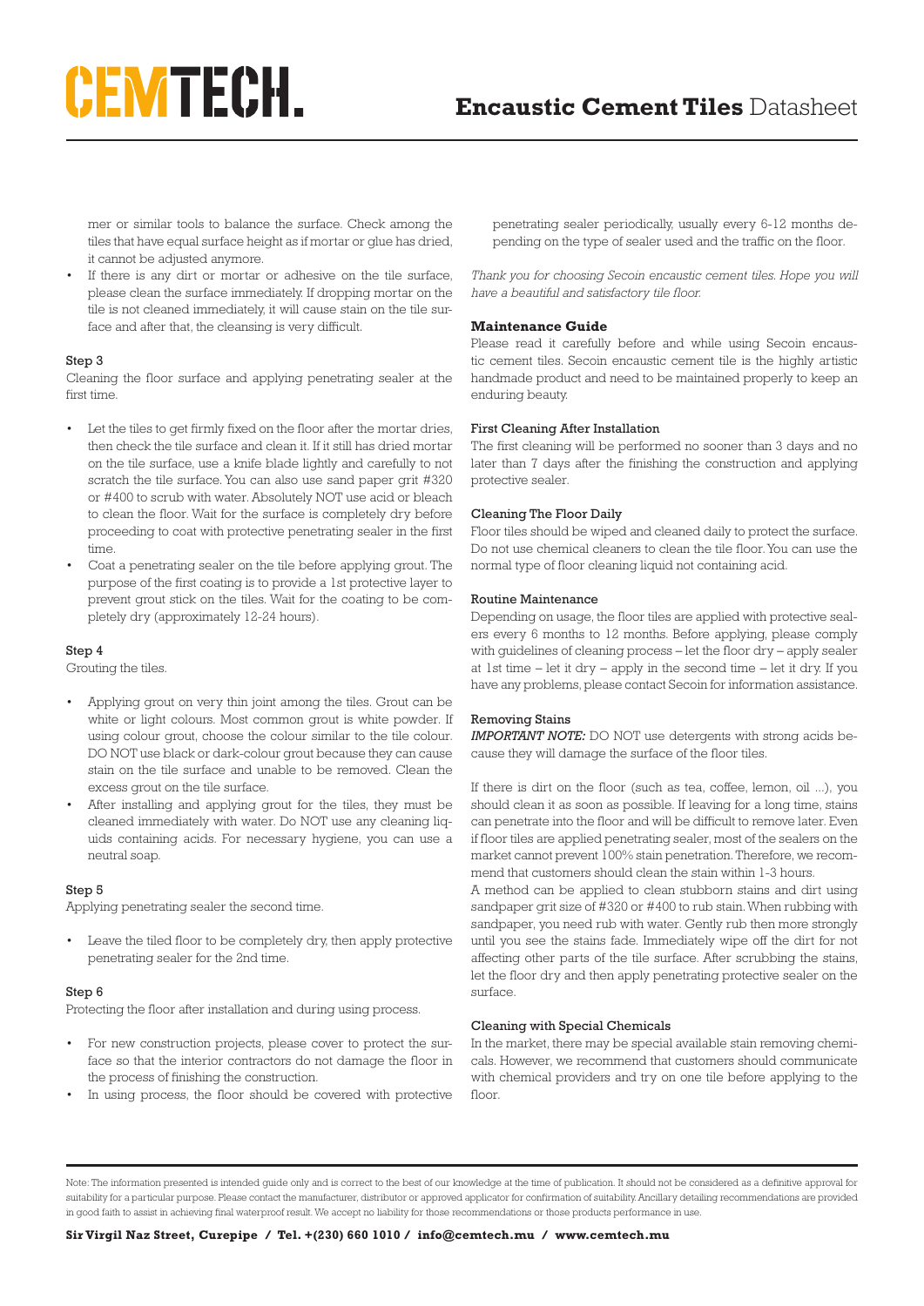mer or similar tools to balance the surface. Check among the tiles that have equal surface height as if mortar or glue has dried, it cannot be adjusted anymore.

- If there is any dirt or mortar or adhesive on the tile surface, please clean the surface immediately. If dropping mortar on the tile is not cleaned immediately, it will cause stain on the tile surface and after that, the cleansing is very difficult.

### Step 3

Cleaning the floor surface and applying penetrating sealer at the first time.

- Let the tiles to get firmly fixed on the floor after the mortar dries, then check the tile surface and clean it. If it still has dried mortar on the tile surface, use a knife blade lightly and carefully to not scratch the tile surface. You can also use sand paper grit #320 or #400 to scrub with water. Absolutely NOT use acid or bleach to clean the floor. Wait for the surface is completely dry before proceeding to coat with protective penetrating sealer in the first time.
- Coat a penetrating sealer on the tile before applying grout. The purpose of the first coating is to provide a 1st protective layer to prevent grout stick on the tiles. Wait for the coating to be completely dry (approximately 12-24 hours).

### Step 4

Grouting the tiles.

- Applying grout on very thin joint among the tiles. Grout can be white or light colours. Most common grout is white powder. If using colour grout, choose the colour similar to the tile colour. DO NOT use black or dark-colour grout because they can cause stain on the tile surface and unable to be removed. Clean the excess grout on the tile surface.
- After installing and applying grout for the tiles, they must be cleaned immediately with water. Do NOT use any cleaning liquids containing acids. For necessary hygiene, you can use a neutral soap.

### Step 5

Applying penetrating sealer the second time.

- Leave the tiled floor to be completely dry, then apply protective penetrating sealer for the 2nd time.

### Step 6

Protecting the floor after installation and during using process.

- For new construction projects, please cover to protect the surface so that the interior contractors do not damage the floor in the process of finishing the construction.
- In using process, the floor should be covered with protective penetrating sealer periodically, usually every 6-12 months depending on the type of sealer used and the traffic on the floor.

*Thank you for choosing Secoin encaustic cement tiles. Hope you will have a beautiful and satisfactory tile floor.*

## Maintenance Guide

Please read it carefully before and while using Secoin encaustic cement tiles. Secoin encaustic cement tile is the highly artistic handmade product and need to be maintained properly to keep an enduring beauty.

### First Cleaning After Installation

The first cleaning will be performed no sooner than 3 days and no later than 7 days after the finishing the construction and applying protective sealer.

### Cleaning The Floor Daily

Floor tiles should be wiped and cleaned daily to protect the surface. Do not use chemical cleaners to clean the tile floor. You can use the normal type of floor cleaning liquid not containing acid.

### Routine Maintenance

Depending on usage, the floor tiles are applied with protective sealers every 6 months to 12 months. Before applying, please comply with guidelines of cleaning process – let the floor dry – apply sealer at 1st time – let it dry – apply in the second time – let it dry. If you have any problems, please contact Secoin for information assistance.

### Removing Stains

***IMPORTANT NOTE:*** DO NOT use detergents with strong acids because they will damage the surface of the floor tiles.

If there is dirt on the floor (such as tea, coffee, lemon, oil ...), you should clean it as soon as possible. If leaving for a long time, stains can penetrate into the floor and will be difficult to remove later. Even if floor tiles are applied penetrating sealer, most of the sealers on the market cannot prevent 100% stain penetration. Therefore, we recommend that customers should clean the stain within 1-3 hours.

A method can be applied to clean stubborn stains and dirt using sandpaper grit size of #320 or #400 to rub stain. When rubbing with sandpaper, you need rub with water. Gently rub then more strongly until you see the stains fade. Immediately wipe off the dirt for not affecting other parts of the tile surface. After scrubbing the stains, let the floor dry and then apply penetrating protective sealer on the surface.

### Cleaning with Special Chemicals

In the market, there may be special available stain removing chemicals. However, we recommend that customers should communicate with chemical providers and try on one tile before applying to the floor.